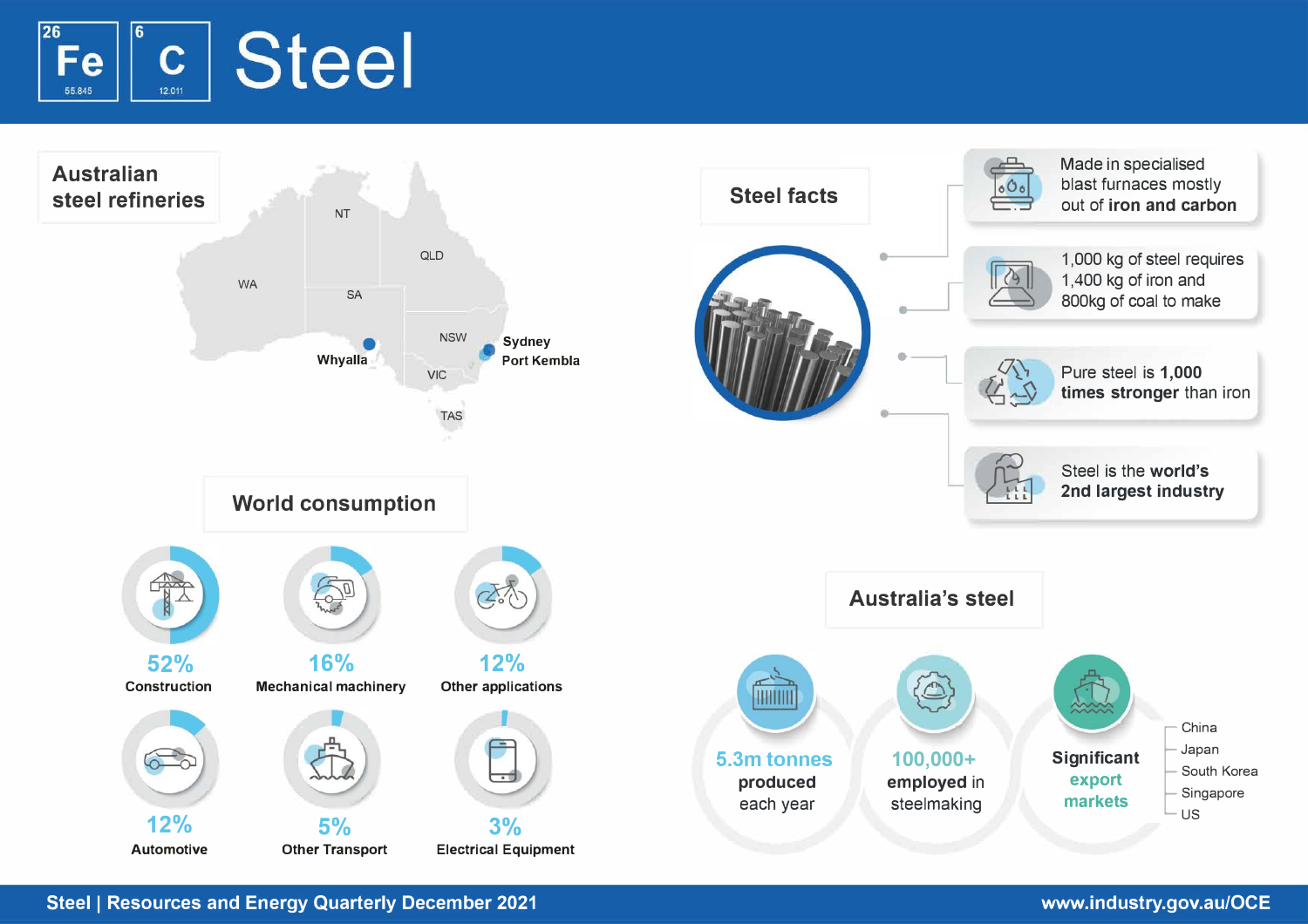# Steel

26 Fe 55.845 | 6 C 12.011

## Australian steel refineries

Whyalla

Sydney Port Kembla

NT, QLD, WA, SA, NSW, VIC, TAS

## Steel facts

- Made in specialised blast furnaces mostly out of **iron and carbon**
- 1,000 kg of steel requires 1,400 kg of iron and 800kg of coal to make
- Pure steel is **1,000 times stronger** than iron
- Steel is the world's **2nd largest industry**

## World consumption

- **52%** Construction
- **16%** Mechanical machinery
- **12%** Other applications
- **12%** Automotive
- **5%** Other Transport
- **3%** Electrical Equipment

## Australia's steel

- **5.3m tonnes produced** each year
- **100,000+ employed** in steelmaking
- **Significant export markets**
  - China
  - Japan
  - South Korea
  - Singapore
  - US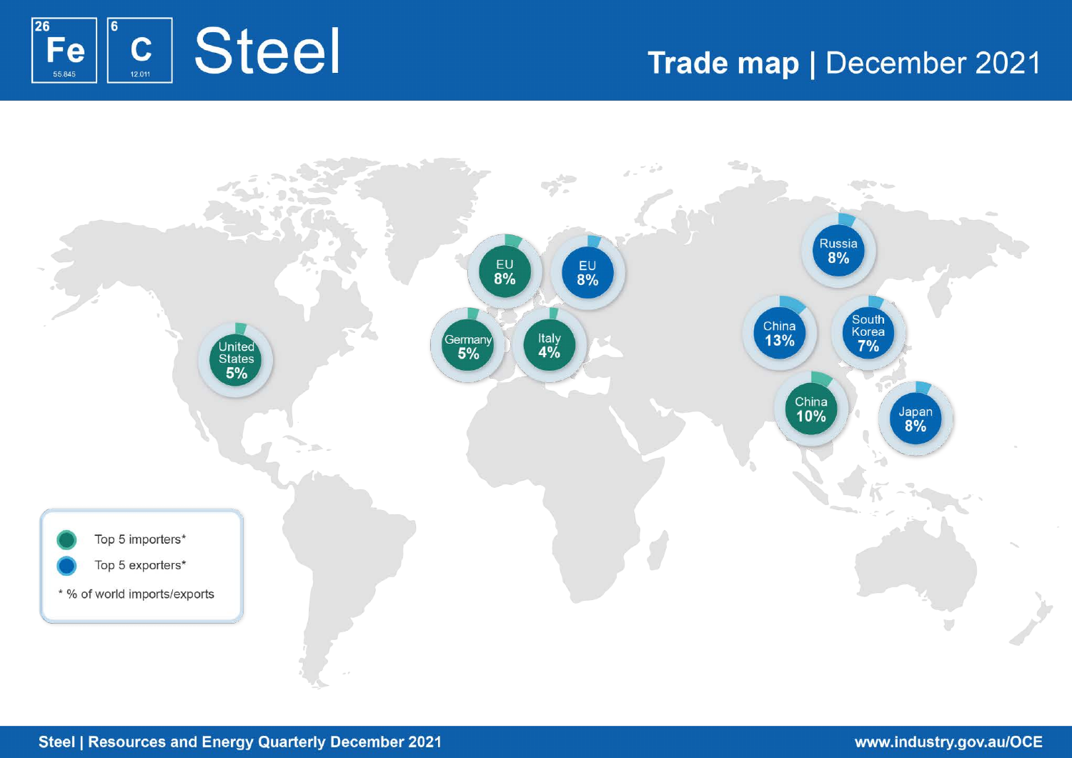# Steel

## Trade map | December 2021

Top 5 importers*

| Importer | Share |
| --- | --- |
| China | 10% |
| EU | 8% |
| United States | 5% |
| Germany | 5% |
| Italy | 4% |

Top 5 exporters*

| Exporter | Share |
| --- | --- |
| China | 13% |
| EU | 8% |
| Russia | 8% |
| Japan | 8% |
| South Korea | 7% |

* % of world imports/exports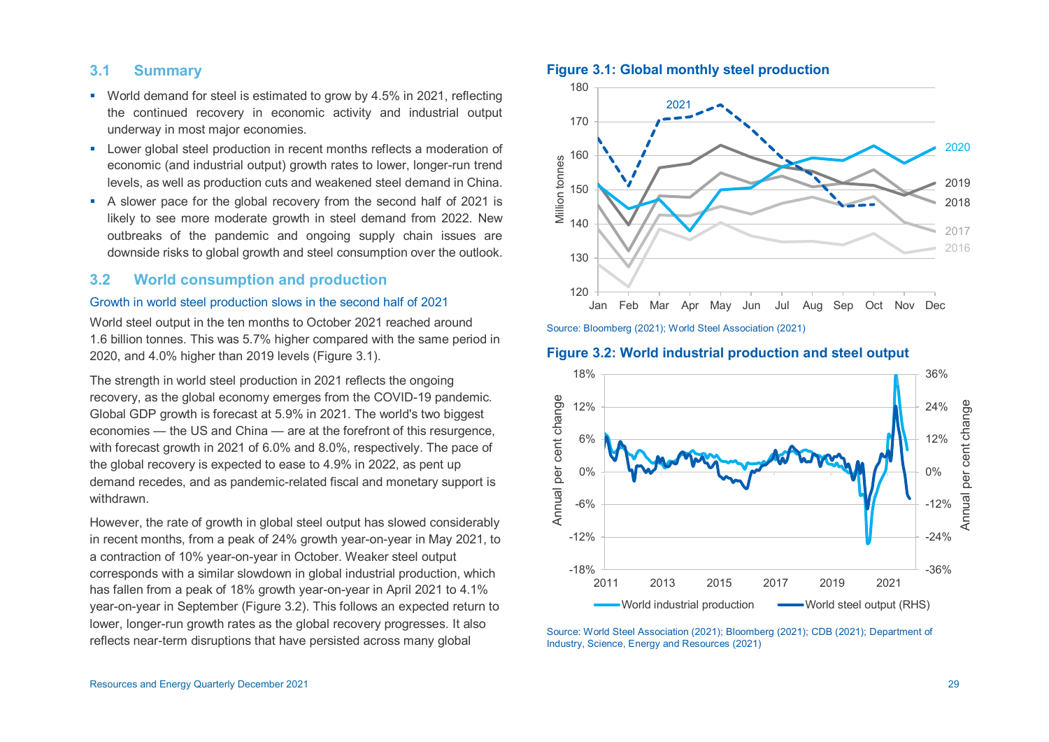## 3.1 Summary

- World demand for steel is estimated to grow by 4.5% in 2021, reflecting the continued recovery in economic activity and industrial output underway in most major economies.
- Lower global steel production in recent months reflects a moderation of economic (and industrial output) growth rates to lower, longer-run trend levels, as well as production cuts and weakened steel demand in China.
- A slower pace for the global recovery from the second half of 2021 is likely to see more moderate growth in steel demand from 2022. New outbreaks of the pandemic and ongoing supply chain issues are downside risks to global growth and steel consumption over the outlook.

## 3.2 World consumption and production

### Growth in world steel production slows in the second half of 2021

World steel output in the ten months to October 2021 reached around 1.6 billion tonnes. This was 5.7% higher compared with the same period in 2020, and 4.0% higher than 2019 levels (Figure 3.1).

The strength in world steel production in 2021 reflects the ongoing recovery, as the global economy emerges from the COVID-19 pandemic. Global GDP growth is forecast at 5.9% in 2021. The world's two biggest economies — the US and China — are at the forefront of this resurgence, with forecast growth in 2021 of 6.0% and 8.0%, respectively. The pace of the global recovery is expected to ease to 4.9% in 2022, as pent up demand recedes, and as pandemic-related fiscal and monetary support is withdrawn.

However, the rate of growth in global steel output has slowed considerably in recent months, from a peak of 24% growth year-on-year in May 2021, to a contraction of 10% year-on-year in October. Weaker steel output corresponds with a similar slowdown in global industrial production, which has fallen from a peak of 18% growth year-on-year in April 2021 to 4.1% year-on-year in September (Figure 3.2). This follows an expected return to lower, longer-run growth rates as the global recovery progresses. It also reflects near-term disruptions that have persisted across many global

**Figure 3.1: Global monthly steel production**

Source: Bloomberg (2021); World Steel Association (2021)

**Figure 3.2: World industrial production and steel output**

Source: World Steel Association (2021); Bloomberg (2021); CDB (2021); Department of Industry, Science, Energy and Resources (2021)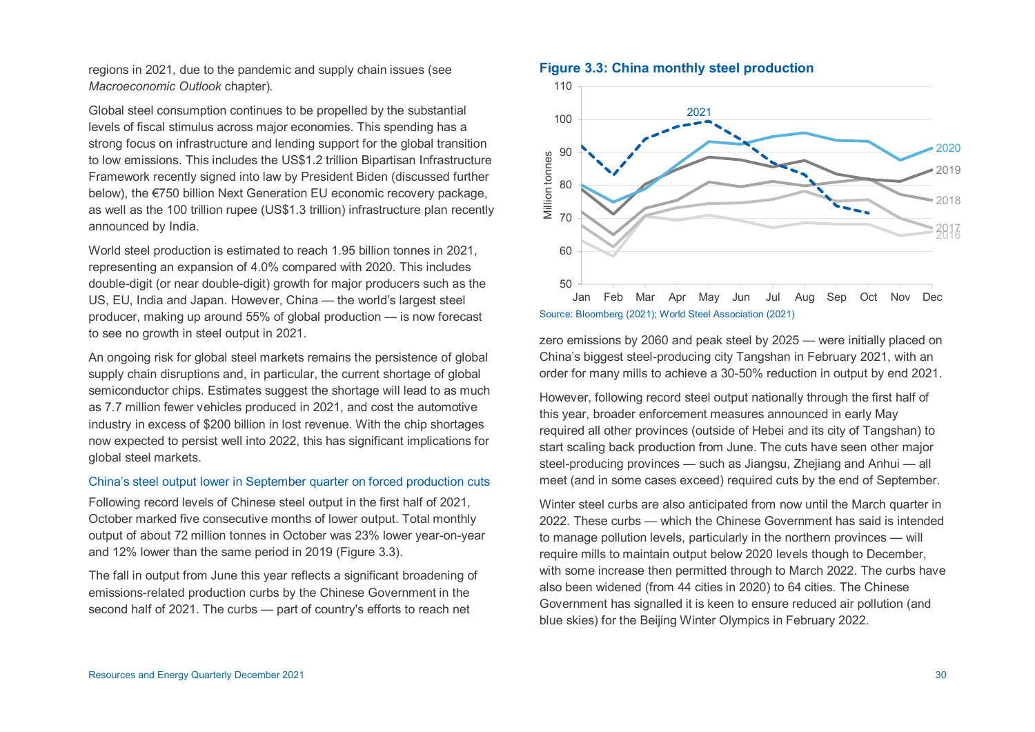regions in 2021, due to the pandemic and supply chain issues (see *Macroeconomic Outlook* chapter).

Global steel consumption continues to be propelled by the substantial levels of fiscal stimulus across major economies. This spending has a strong focus on infrastructure and lending support for the global transition to low emissions. This includes the US$1.2 trillion Bipartisan Infrastructure Framework recently signed into law by President Biden (discussed further below), the €750 billion Next Generation EU economic recovery package, as well as the 100 trillion rupee (US$1.3 trillion) infrastructure plan recently announced by India.

World steel production is estimated to reach 1.95 billion tonnes in 2021, representing an expansion of 4.0% compared with 2020. This includes double-digit (or near double-digit) growth for major producers such as the US, EU, India and Japan. However, China — the world's largest steel producer, making up around 55% of global production — is now forecast to see no growth in steel output in 2021.

An ongoing risk for global steel markets remains the persistence of global supply chain disruptions and, in particular, the current shortage of global semiconductor chips. Estimates suggest the shortage will lead to as much as 7.7 million fewer vehicles produced in 2021, and cost the automotive industry in excess of $200 billion in lost revenue. With the chip shortages now expected to persist well into 2022, this has significant implications for global steel markets.

### China's steel output lower in September quarter on forced production cuts

Following record levels of Chinese steel output in the first half of 2021, October marked five consecutive months of lower output. Total monthly output of about 72 million tonnes in October was 23% lower year-on-year and 12% lower than the same period in 2019 (Figure 3.3).

The fall in output from June this year reflects a significant broadening of emissions-related production curbs by the Chinese Government in the second half of 2021. The curbs — part of country's efforts to reach net zero emissions by 2060 and peak steel by 2025 — were initially placed on China's biggest steel-producing city Tangshan in February 2021, with an order for many mills to achieve a 30-50% reduction in output by end 2021.

**Figure 3.3: China monthly steel production**

Source: Bloomberg (2021); World Steel Association (2021)

However, following record steel output nationally through the first half of this year, broader enforcement measures announced in early May required all other provinces (outside of Hebei and its city of Tangshan) to start scaling back production from June. The cuts have seen other major steel-producing provinces — such as Jiangsu, Zhejiang and Anhui — all meet (and in some cases exceed) required cuts by the end of September.

Winter steel curbs are also anticipated from now until the March quarter in 2022. These curbs — which the Chinese Government has said is intended to manage pollution levels, particularly in the northern provinces — will require mills to maintain output below 2020 levels though to December, with some increase then permitted through to March 2022. The curbs have also been widened (from 44 cities in 2020) to 64 cities. The Chinese Government has signalled it is keen to ensure reduced air pollution (and blue skies) for the Beijing Winter Olympics in February 2022.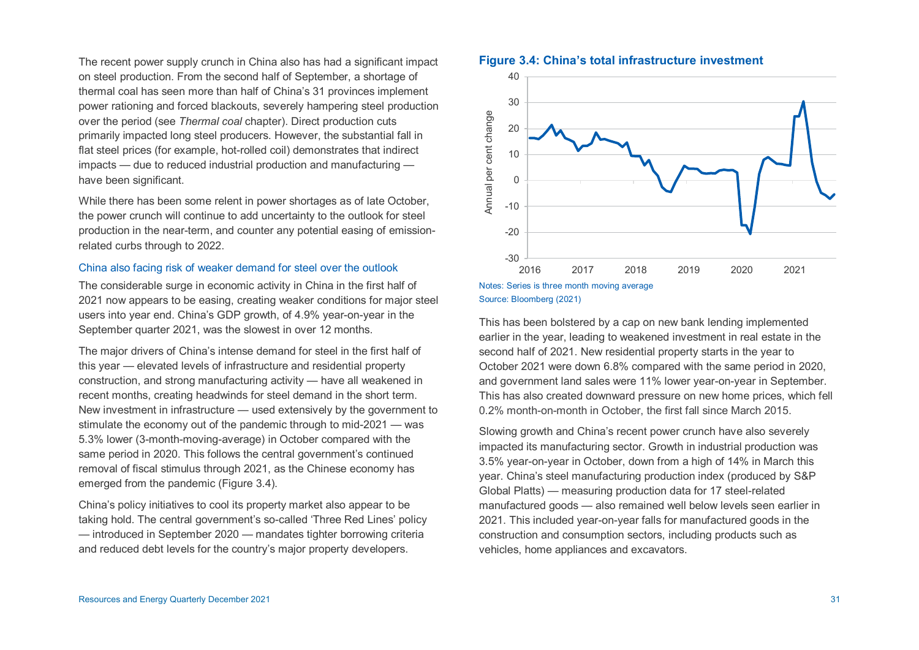The recent power supply crunch in China also has had a significant impact on steel production. From the second half of September, a shortage of thermal coal has seen more than half of China's 31 provinces implement power rationing and forced blackouts, severely hampering steel production over the period (see *Thermal coal* chapter). Direct production cuts primarily impacted long steel producers. However, the substantial fall in flat steel prices (for example, hot-rolled coil) demonstrates that indirect impacts — due to reduced industrial production and manufacturing — have been significant.

While there has been some relent in power shortages as of late October, the power crunch will continue to add uncertainty to the outlook for steel production in the near-term, and counter any potential easing of emission-related curbs through to 2022.

### China also facing risk of weaker demand for steel over the outlook

The considerable surge in economic activity in China in the first half of 2021 now appears to be easing, creating weaker conditions for major steel users into year end. China's GDP growth, of 4.9% year-on-year in the September quarter 2021, was the slowest in over 12 months.

The major drivers of China's intense demand for steel in the first half of this year — elevated levels of infrastructure and residential property construction, and strong manufacturing activity — have all weakened in recent months, creating headwinds for steel demand in the short term. New investment in infrastructure — used extensively by the government to stimulate the economy out of the pandemic through to mid-2021 — was 5.3% lower (3-month-moving-average) in October compared with the same period in 2020. This follows the central government's continued removal of fiscal stimulus through 2021, as the Chinese economy has emerged from the pandemic (Figure 3.4).

China's policy initiatives to cool its property market also appear to be taking hold. The central government's so-called 'Three Red Lines' policy — introduced in September 2020 — mandates tighter borrowing criteria and reduced debt levels for the country's major property developers.

**Figure 3.4: China's total infrastructure investment**

Notes: Series is three month moving average
Source: Bloomberg (2021)

This has been bolstered by a cap on new bank lending implemented earlier in the year, leading to weakened investment in real estate in the second half of 2021. New residential property starts in the year to October 2021 were down 6.8% compared with the same period in 2020, and government land sales were 11% lower year-on-year in September. This has also created downward pressure on new home prices, which fell 0.2% month-on-month in October, the first fall since March 2015.

Slowing growth and China's recent power crunch have also severely impacted its manufacturing sector. Growth in industrial production was 3.5% year-on-year in October, down from a high of 14% in March this year. China's steel manufacturing production index (produced by S&P Global Platts) — measuring production data for 17 steel-related manufactured goods — also remained well below levels seen earlier in 2021. This included year-on-year falls for manufactured goods in the construction and consumption sectors, including products such as vehicles, home appliances and excavators.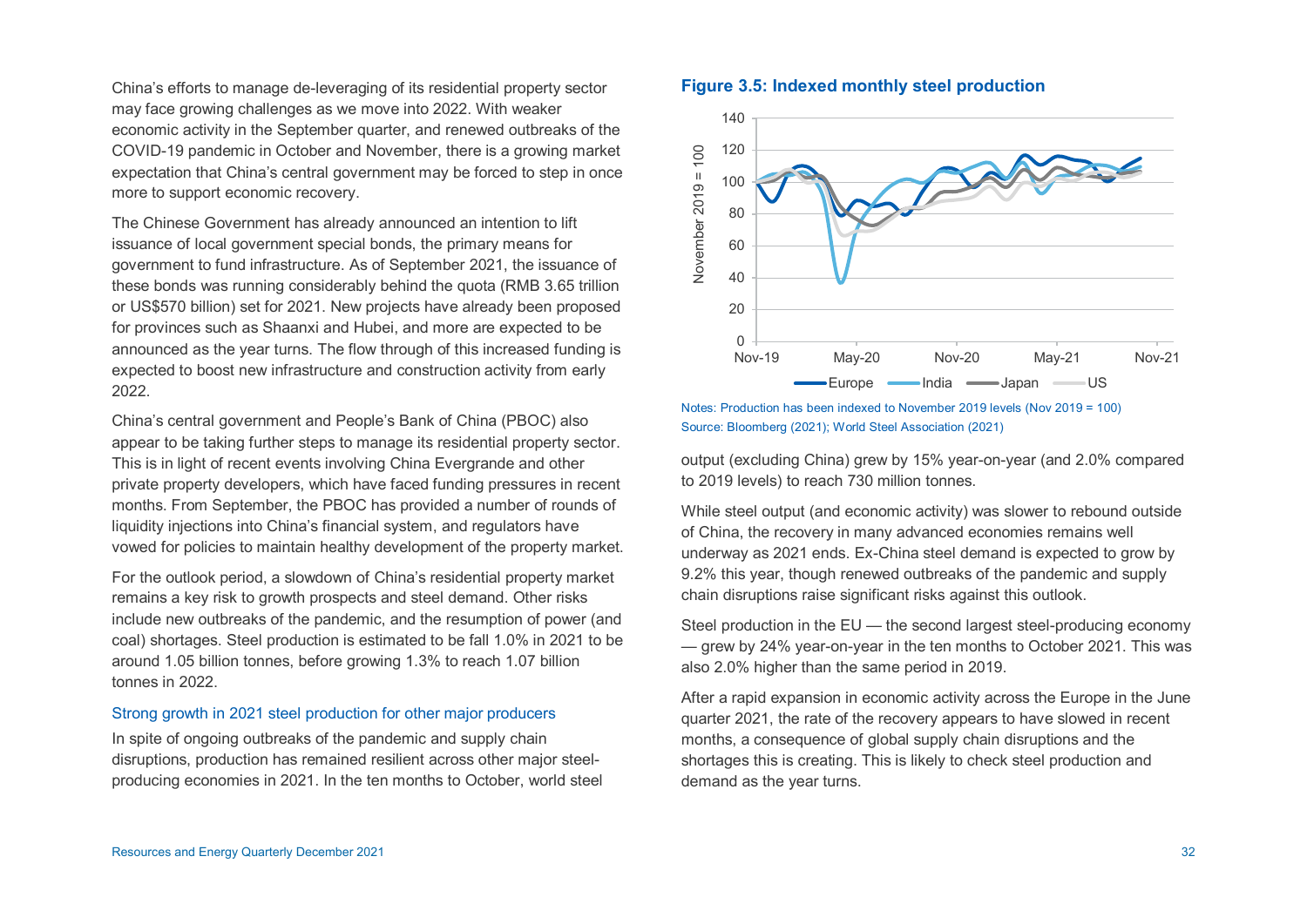China's efforts to manage de-leveraging of its residential property sector may face growing challenges as we move into 2022. With weaker economic activity in the September quarter, and renewed outbreaks of the COVID-19 pandemic in October and November, there is a growing market expectation that China's central government may be forced to step in once more to support economic recovery.

The Chinese Government has already announced an intention to lift issuance of local government special bonds, the primary means for government to fund infrastructure. As of September 2021, the issuance of these bonds was running considerably behind the quota (RMB 3.65 trillion or US$570 billion) set for 2021. New projects have already been proposed for provinces such as Shaanxi and Hubei, and more are expected to be announced as the year turns. The flow through of this increased funding is expected to boost new infrastructure and construction activity from early 2022.

China's central government and People's Bank of China (PBOC) also appear to be taking further steps to manage its residential property sector. This is in light of recent events involving China Evergrande and other private property developers, which have faced funding pressures in recent months. From September, the PBOC has provided a number of rounds of liquidity injections into China's financial system, and regulators have vowed for policies to maintain healthy development of the property market.

For the outlook period, a slowdown of China's residential property market remains a key risk to growth prospects and steel demand. Other risks include new outbreaks of the pandemic, and the resumption of power (and coal) shortages. Steel production is estimated to be fall 1.0% in 2021 to be around 1.05 billion tonnes, before growing 1.3% to reach 1.07 billion tonnes in 2022.

### Strong growth in 2021 steel production for other major producers

In spite of ongoing outbreaks of the pandemic and supply chain disruptions, production has remained resilient across other major steel-producing economies in 2021. In the ten months to October, world steel output (excluding China) grew by 15% year-on-year (and 2.0% compared to 2019 levels) to reach 730 million tonnes.

While steel output (and economic activity) was slower to rebound outside of China, the recovery in many advanced economies remains well underway as 2021 ends. Ex-China steel demand is expected to grow by 9.2% this year, though renewed outbreaks of the pandemic and supply chain disruptions raise significant risks against this outlook.

Steel production in the EU — the second largest steel-producing economy — grew by 24% year-on-year in the ten months to October 2021. This was also 2.0% higher than the same period in 2019.

After a rapid expansion in economic activity across the Europe in the June quarter 2021, the rate of the recovery appears to have slowed in recent months, a consequence of global supply chain disruptions and the shortages this is creating. This is likely to check steel production and demand as the year turns.

**Figure 3.5: Indexed monthly steel production**

Notes: Production has been indexed to November 2019 levels (Nov 2019 = 100)
Source: Bloomberg (2021); World Steel Association (2021)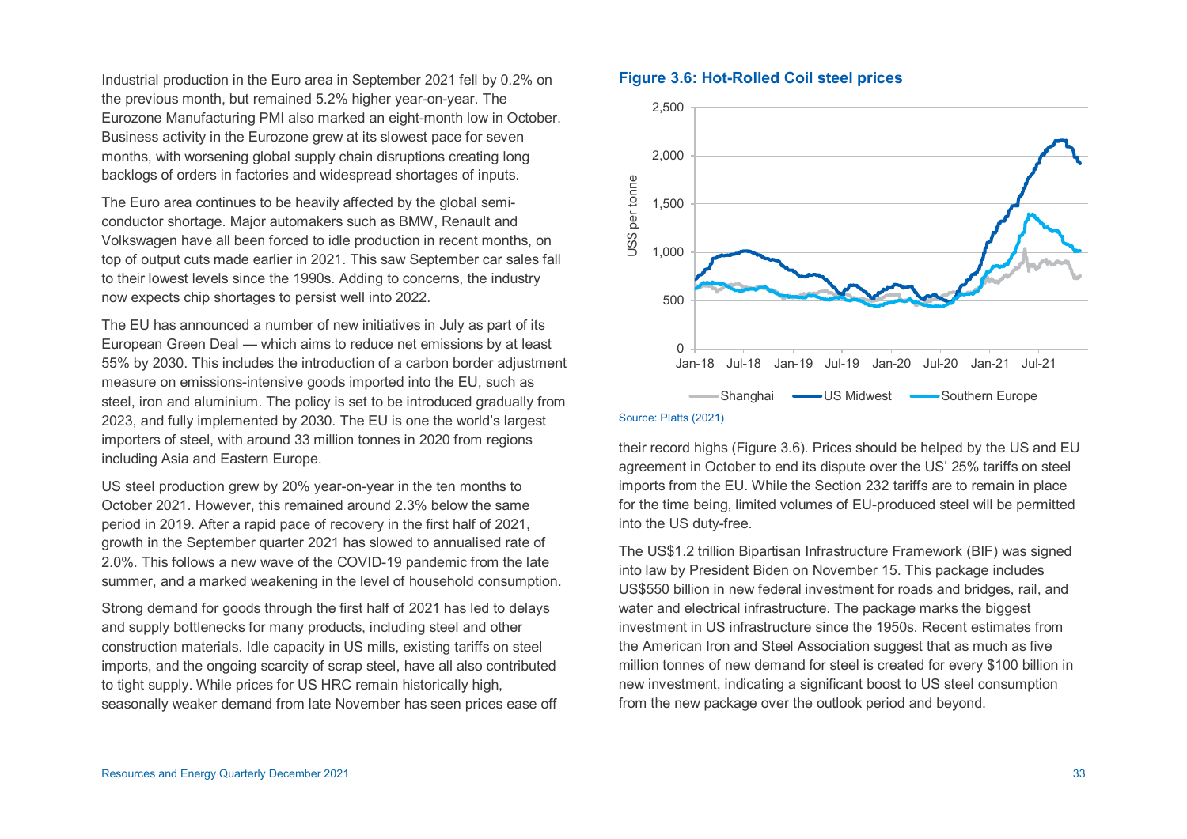Industrial production in the Euro area in September 2021 fell by 0.2% on the previous month, but remained 5.2% higher year-on-year. The Eurozone Manufacturing PMI also marked an eight-month low in October. Business activity in the Eurozone grew at its slowest pace for seven months, with worsening global supply chain disruptions creating long backlogs of orders in factories and widespread shortages of inputs.

The Euro area continues to be heavily affected by the global semi-conductor shortage. Major automakers such as BMW, Renault and Volkswagen have all been forced to idle production in recent months, on top of output cuts made earlier in 2021. This saw September car sales fall to their lowest levels since the 1990s. Adding to concerns, the industry now expects chip shortages to persist well into 2022.

The EU has announced a number of new initiatives in July as part of its European Green Deal — which aims to reduce net emissions by at least 55% by 2030. This includes the introduction of a carbon border adjustment measure on emissions-intensive goods imported into the EU, such as steel, iron and aluminium. The policy is set to be introduced gradually from 2023, and fully implemented by 2030. The EU is one the world's largest importers of steel, with around 33 million tonnes in 2020 from regions including Asia and Eastern Europe.

US steel production grew by 20% year-on-year in the ten months to October 2021. However, this remained around 2.3% below the same period in 2019. After a rapid pace of recovery in the first half of 2021, growth in the September quarter 2021 has slowed to annualised rate of 2.0%. This follows a new wave of the COVID-19 pandemic from the late summer, and a marked weakening in the level of household consumption.

Strong demand for goods through the first half of 2021 has led to delays and supply bottlenecks for many products, including steel and other construction materials. Idle capacity in US mills, existing tariffs on steel imports, and the ongoing scarcity of scrap steel, have all also contributed to tight supply. While prices for US HRC remain historically high, seasonally weaker demand from late November has seen prices ease off their record highs (Figure 3.6). Prices should be helped by the US and EU agreement in October to end its dispute over the US' 25% tariffs on steel imports from the EU. While the Section 232 tariffs are to remain in place for the time being, limited volumes of EU-produced steel will be permitted into the US duty-free.

**Figure 3.6: Hot-Rolled Coil steel prices**

Source: Platts (2021)

The US$1.2 trillion Bipartisan Infrastructure Framework (BIF) was signed into law by President Biden on November 15. This package includes US$550 billion in new federal investment for roads and bridges, rail, and water and electrical infrastructure. The package marks the biggest investment in US infrastructure since the 1950s. Recent estimates from the American Iron and Steel Association suggest that as much as five million tonnes of new demand for steel is created for every $100 billion in new investment, indicating a significant boost to US steel consumption from the new package over the outlook period and beyond.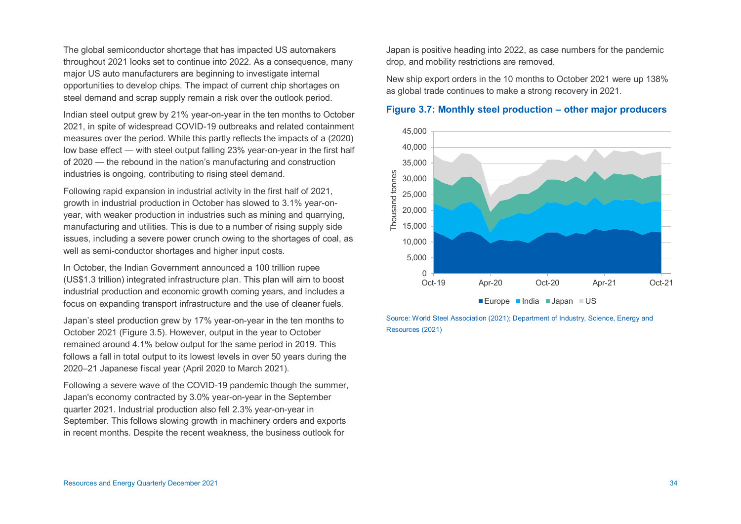The global semiconductor shortage that has impacted US automakers throughout 2021 looks set to continue into 2022. As a consequence, many major US auto manufacturers are beginning to investigate internal opportunities to develop chips. The impact of current chip shortages on steel demand and scrap supply remain a risk over the outlook period.

Indian steel output grew by 21% year-on-year in the ten months to October 2021, in spite of widespread COVID-19 outbreaks and related containment measures over the period. While this partly reflects the impacts of a (2020) low base effect — with steel output falling 23% year-on-year in the first half of 2020 — the rebound in the nation's manufacturing and construction industries is ongoing, contributing to rising steel demand.

Following rapid expansion in industrial activity in the first half of 2021, growth in industrial production in October has slowed to 3.1% year-on-year, with weaker production in industries such as mining and quarrying, manufacturing and utilities. This is due to a number of rising supply side issues, including a severe power crunch owing to the shortages of coal, as well as semi-conductor shortages and higher input costs.

In October, the Indian Government announced a 100 trillion rupee (US$1.3 trillion) integrated infrastructure plan. This plan will aim to boost industrial production and economic growth coming years, and includes a focus on expanding transport infrastructure and the use of cleaner fuels.

Japan's steel production grew by 17% year-on-year in the ten months to October 2021 (Figure 3.5). However, output in the year to October remained around 4.1% below output for the same period in 2019. This follows a fall in total output to its lowest levels in over 50 years during the 2020–21 Japanese fiscal year (April 2020 to March 2021).

Following a severe wave of the COVID-19 pandemic though the summer, Japan's economy contracted by 3.0% year-on-year in the September quarter 2021. Industrial production also fell 2.3% year-on-year in September. This follows slowing growth in machinery orders and exports in recent months. Despite the recent weakness, the business outlook for Japan is positive heading into 2022, as case numbers for the pandemic drop, and mobility restrictions are removed.

New ship export orders in the 10 months to October 2021 were up 138% as global trade continues to make a strong recovery in 2021.

### Figure 3.7: Monthly steel production – other major producers

Source: World Steel Association (2021); Department of Industry, Science, Energy and Resources (2021)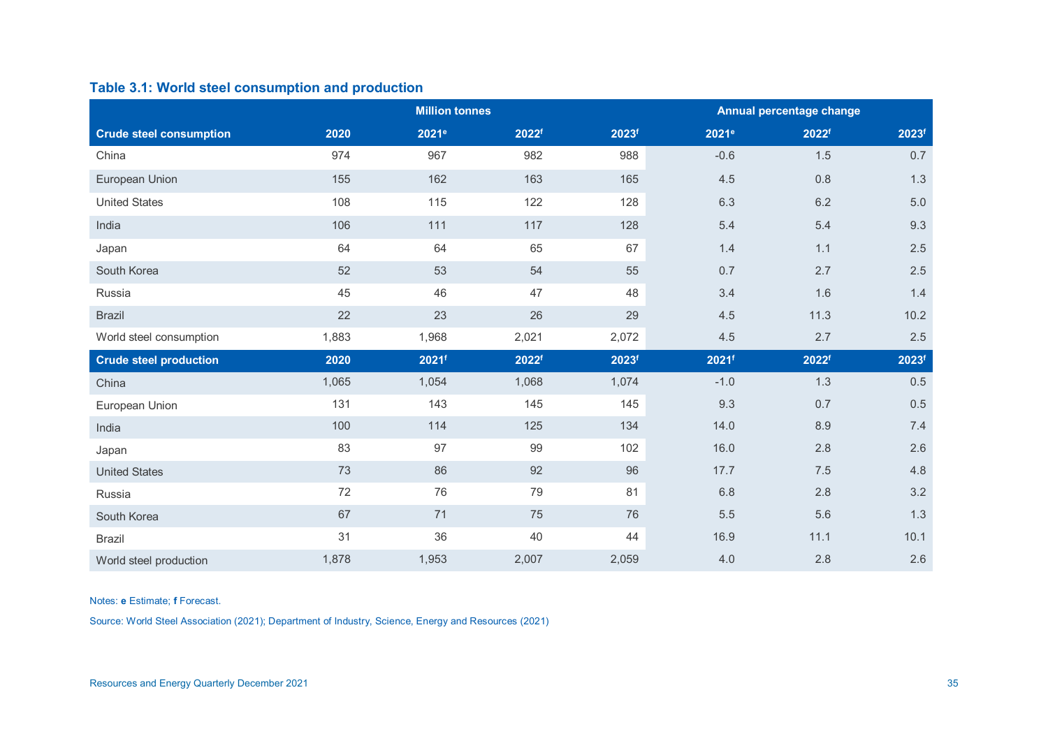### Table 3.1: World steel consumption and production

| | Million tonnes | | | | Annual percentage change | | |
|---|---|---|---|---|---|---|---|
| **Crude steel consumption** | **2020** | **2021e** | **2022f** | **2023f** | **2021e** | **2022f** | **2023f** |
| China | 974 | 967 | 982 | 988 | -0.6 | 1.5 | 0.7 |
| European Union | 155 | 162 | 163 | 165 | 4.5 | 0.8 | 1.3 |
| United States | 108 | 115 | 122 | 128 | 6.3 | 6.2 | 5.0 |
| India | 106 | 111 | 117 | 128 | 5.4 | 5.4 | 9.3 |
| Japan | 64 | 64 | 65 | 67 | 1.4 | 1.1 | 2.5 |
| South Korea | 52 | 53 | 54 | 55 | 0.7 | 2.7 | 2.5 |
| Russia | 45 | 46 | 47 | 48 | 3.4 | 1.6 | 1.4 |
| Brazil | 22 | 23 | 26 | 29 | 4.5 | 11.3 | 10.2 |
| World steel consumption | 1,883 | 1,968 | 2,021 | 2,072 | 4.5 | 2.7 | 2.5 |
| **Crude steel production** | **2020** | **2021f** | **2022f** | **2023f** | **2021f** | **2022f** | **2023f** |
| China | 1,065 | 1,054 | 1,068 | 1,074 | -1.0 | 1.3 | 0.5 |
| European Union | 131 | 143 | 145 | 145 | 9.3 | 0.7 | 0.5 |
| India | 100 | 114 | 125 | 134 | 14.0 | 8.9 | 7.4 |
| Japan | 83 | 97 | 99 | 102 | 16.0 | 2.8 | 2.6 |
| United States | 73 | 86 | 92 | 96 | 17.7 | 7.5 | 4.8 |
| Russia | 72 | 76 | 79 | 81 | 6.8 | 2.8 | 3.2 |
| South Korea | 67 | 71 | 75 | 76 | 5.5 | 5.6 | 1.3 |
| Brazil | 31 | 36 | 40 | 44 | 16.9 | 11.1 | 10.1 |
| World steel production | 1,878 | 1,953 | 2,007 | 2,059 | 4.0 | 2.8 | 2.6 |

Notes: **e** Estimate; **f** Forecast.

Source: World Steel Association (2021); Department of Industry, Science, Energy and Resources (2021)